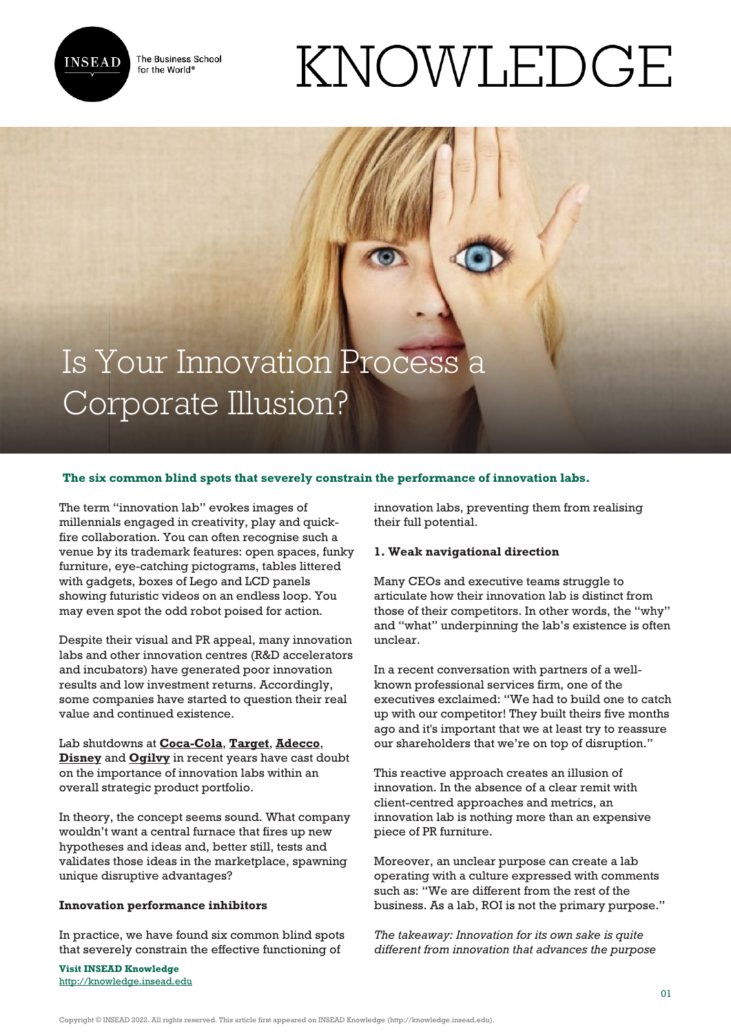# Is Your Innovation Process a Corporate Illusion?

**The six common blind spots that severely constrain the performance of innovation labs.**

The term "innovation lab" evokes images of millennials engaged in creativity, play and quick-fire collaboration. You can often recognise such a venue by its trademark features: open spaces, funky furniture, eye-catching pictograms, tables littered with gadgets, boxes of Lego and LCD panels showing futuristic videos on an endless loop. You may even spot the odd robot poised for action.

Despite their visual and PR appeal, many innovation labs and other innovation centres (R&D accelerators and incubators) have generated poor innovation results and low investment returns. Accordingly, some companies have started to question their real value and continued existence.

Lab shutdowns at **Coca-Cola**, **Target**, **Adecco**, **Disney** and **Ogilvy** in recent years have cast doubt on the importance of innovation labs within an overall strategic product portfolio.

In theory, the concept seems sound. What company wouldn't want a central furnace that fires up new hypotheses and ideas and, better still, tests and validates those ideas in the marketplace, spawning unique disruptive advantages?

**Innovation performance inhibitors**

In practice, we have found six common blind spots that severely constrain the effective functioning of innovation labs, preventing them from realising their full potential.

**1. Weak navigational direction**

Many CEOs and executive teams struggle to articulate how their innovation lab is distinct from those of their competitors. In other words, the "why" and "what" underpinning the lab's existence is often unclear.

In a recent conversation with partners of a well-known professional services firm, one of the executives exclaimed: "We had to build one to catch up with our competitor! They built theirs five months ago and it's important that we at least try to reassure our shareholders that we're on top of disruption."

This reactive approach creates an illusion of innovation. In the absence of a clear remit with client-centred approaches and metrics, an innovation lab is nothing more than an expensive piece of PR furniture.

Moreover, an unclear purpose can create a lab operating with a culture expressed with comments such as: "We are different from the rest of the business. As a lab, ROI is not the primary purpose."

*The takeaway: Innovation for its own sake is quite different from innovation that advances the purpose*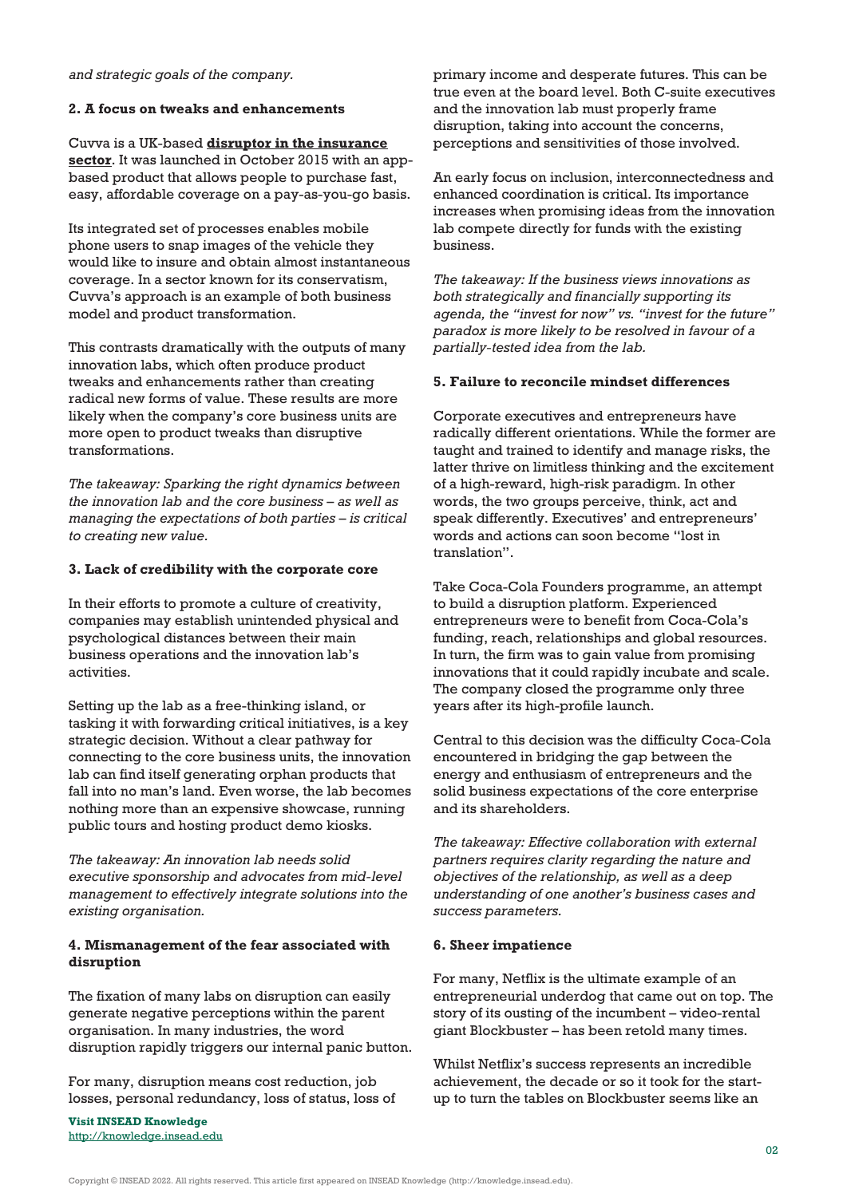*and strategic goals of the company.*

### 2. A focus on tweaks and enhancements

Cuvva is a UK-based **disruptor in the insurance sector**. It was launched in October 2015 with an app-based product that allows people to purchase fast, easy, affordable coverage on a pay-as-you-go basis.

Its integrated set of processes enables mobile phone users to snap images of the vehicle they would like to insure and obtain almost instantaneous coverage. In a sector known for its conservatism, Cuvva's approach is an example of both business model and product transformation.

This contrasts dramatically with the outputs of many innovation labs, which often produce product tweaks and enhancements rather than creating radical new forms of value. These results are more likely when the company's core business units are more open to product tweaks than disruptive transformations.

*The takeaway: Sparking the right dynamics between the innovation lab and the core business – as well as managing the expectations of both parties – is critical to creating new value.*

### 3. Lack of credibility with the corporate core

In their efforts to promote a culture of creativity, companies may establish unintended physical and psychological distances between their main business operations and the innovation lab's activities.

Setting up the lab as a free-thinking island, or tasking it with forwarding critical initiatives, is a key strategic decision. Without a clear pathway for connecting to the core business units, the innovation lab can find itself generating orphan products that fall into no man's land. Even worse, the lab becomes nothing more than an expensive showcase, running public tours and hosting product demo kiosks.

*The takeaway: An innovation lab needs solid executive sponsorship and advocates from mid-level management to effectively integrate solutions into the existing organisation.*

### 4. Mismanagement of the fear associated with disruption

The fixation of many labs on disruption can easily generate negative perceptions within the parent organisation. In many industries, the word disruption rapidly triggers our internal panic button.

For many, disruption means cost reduction, job losses, personal redundancy, loss of status, loss of primary income and desperate futures. This can be true even at the board level. Both C-suite executives and the innovation lab must properly frame disruption, taking into account the concerns, perceptions and sensitivities of those involved.

An early focus on inclusion, interconnectedness and enhanced coordination is critical. Its importance increases when promising ideas from the innovation lab compete directly for funds with the existing business.

*The takeaway: If the business views innovations as both strategically and financially supporting its agenda, the "invest for now" vs. "invest for the future" paradox is more likely to be resolved in favour of a partially-tested idea from the lab.*

### 5. Failure to reconcile mindset differences

Corporate executives and entrepreneurs have radically different orientations. While the former are taught and trained to identify and manage risks, the latter thrive on limitless thinking and the excitement of a high-reward, high-risk paradigm. In other words, the two groups perceive, think, act and speak differently. Executives' and entrepreneurs' words and actions can soon become "lost in translation".

Take Coca-Cola Founders programme, an attempt to build a disruption platform. Experienced entrepreneurs were to benefit from Coca-Cola's funding, reach, relationships and global resources. In turn, the firm was to gain value from promising innovations that it could rapidly incubate and scale. The company closed the programme only three years after its high-profile launch.

Central to this decision was the difficulty Coca-Cola encountered in bridging the gap between the energy and enthusiasm of entrepreneurs and the solid business expectations of the core enterprise and its shareholders.

*The takeaway: Effective collaboration with external partners requires clarity regarding the nature and objectives of the relationship, as well as a deep understanding of one another's business cases and success parameters.*

### 6. Sheer impatience

For many, Netflix is the ultimate example of an entrepreneurial underdog that came out on top. The story of its ousting of the incumbent – video-rental giant Blockbuster – has been retold many times.

Whilst Netflix's success represents an incredible achievement, the decade or so it took for the start-up to turn the tables on Blockbuster seems like an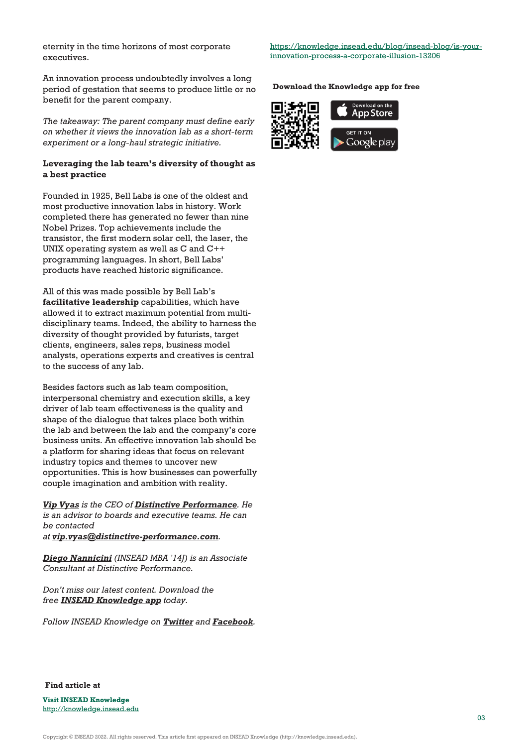eternity in the time horizons of most corporate executives.

An innovation process undoubtedly involves a long period of gestation that seems to produce little or no benefit for the parent company.

*The takeaway: The parent company must define early on whether it views the innovation lab as a short-term experiment or a long-haul strategic initiative.*

**Leveraging the lab team's diversity of thought as a best practice**

Founded in 1925, Bell Labs is one of the oldest and most productive innovation labs in history. Work completed there has generated no fewer than nine Nobel Prizes. Top achievements include the transistor, the first modern solar cell, the laser, the UNIX operating system as well as C and C++ programming languages. In short, Bell Labs' products have reached historic significance.

All of this was made possible by Bell Lab's **facilitative leadership** capabilities, which have allowed it to extract maximum potential from multi-disciplinary teams. Indeed, the ability to harness the diversity of thought provided by futurists, target clients, engineers, sales reps, business model analysts, operations experts and creatives is central to the success of any lab.

Besides factors such as lab team composition, interpersonal chemistry and execution skills, a key driver of lab team effectiveness is the quality and shape of the dialogue that takes place both within the lab and between the lab and the company's core business units. An effective innovation lab should be a platform for sharing ideas that focus on relevant industry topics and themes to uncover new opportunities. This is how businesses can powerfully couple imagination and ambition with reality.

***Vip Vyas*** *is the CEO of* ***Distinctive Performance****. He is an advisor to boards and executive teams. He can be contacted at* ***vip.vyas@distinctive-performance.com****.*

***Diego Nannicini*** *(INSEAD MBA '14J) is an Associate Consultant at Distinctive Performance.*

*Don't miss our latest content. Download the free* ***INSEAD Knowledge app*** *today.*

*Follow INSEAD Knowledge on* ***Twitter*** *and* ***Facebook****.*

**Find article at**

https://knowledge.insead.edu/blog/insead-blog/is-your-innovation-process-a-corporate-illusion-13206

**Download the Knowledge app for free**

**Visit INSEAD Knowledge**

http://knowledge.insead.edu

Copyright © INSEAD 2022. All rights reserved. This article first appeared on INSEAD Knowledge (http://knowledge.insead.edu).